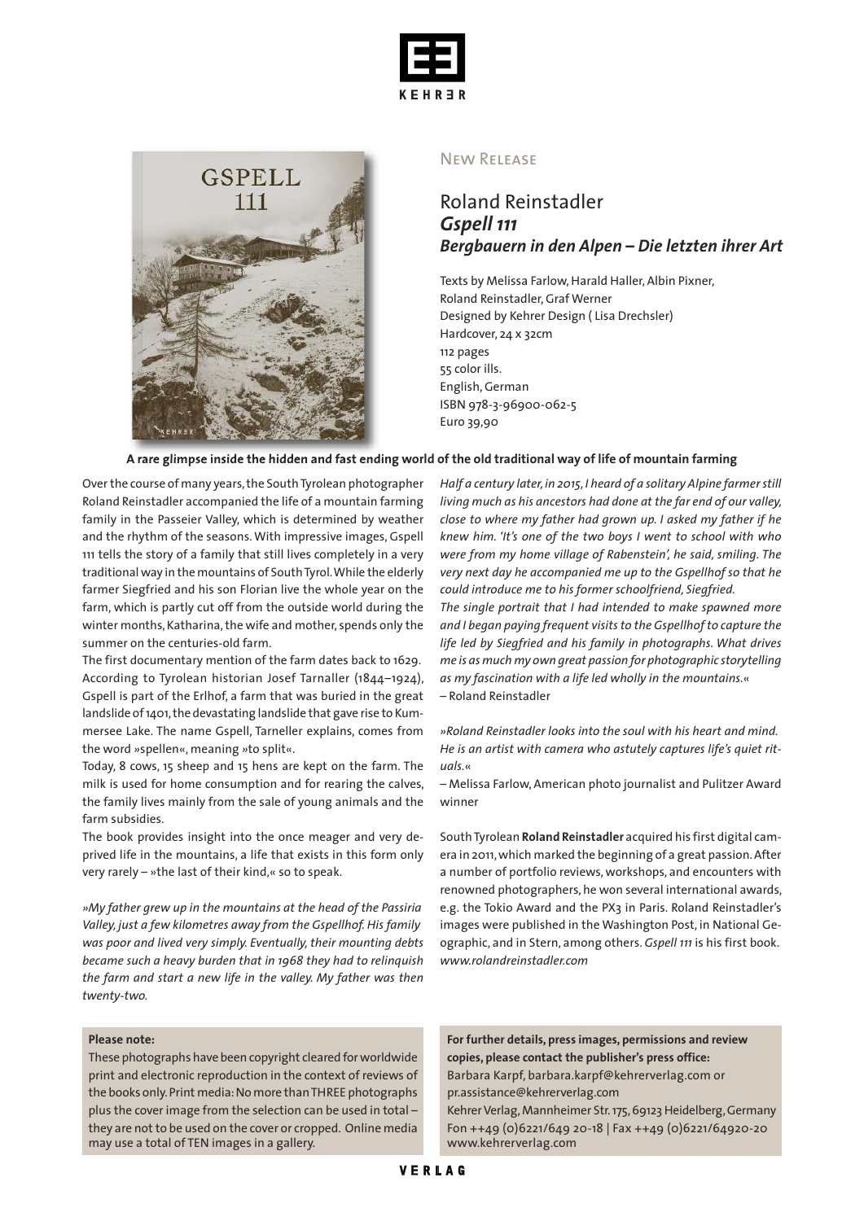KEHRER

New Release

# Roland Reinstadler
## *Gspell 111*
## *Bergbauern in den Alpen – Die letzten ihrer Art*

Texts by Melissa Farlow, Harald Haller, Albin Pixner, Roland Reinstadler, Graf Werner
Designed by Kehrer Design ( Lisa Drechsler)
Hardcover, 24 x 32cm
112 pages
55 color ills.
English, German
ISBN 978-3-96900-062-5
Euro 39,90

**A rare glimpse inside the hidden and fast ending world of the old traditional way of life of mountain farming**

Over the course of many years, the South Tyrolean photographer Roland Reinstadler accompanied the life of a mountain farming family in the Passeier Valley, which is determined by weather and the rhythm of the seasons. With impressive images, Gspell 111 tells the story of a family that still lives completely in a very traditional way in the mountains of South Tyrol. While the elderly farmer Siegfried and his son Florian live the whole year on the farm, which is partly cut off from the outside world during the winter months, Katharina, the wife and mother, spends only the summer on the centuries-old farm.

The first documentary mention of the farm dates back to 1629. According to Tyrolean historian Josef Tarnaller (1844–1924), Gspell is part of the Erlhof, a farm that was buried in the great landslide of 1401, the devastating landslide that gave rise to Kummersee Lake. The name Gspell, Tarneller explains, comes from the word »spellen«, meaning »to split«.

Today, 8 cows, 15 sheep and 15 hens are kept on the farm. The milk is used for home consumption and for rearing the calves, the family lives mainly from the sale of young animals and the farm subsidies.

The book provides insight into the once meager and very deprived life in the mountains, a life that exists in this form only very rarely – »the last of their kind,« so to speak.

*»My father grew up in the mountains at the head of the Passiria Valley, just a few kilometres away from the Gspellhof. His family was poor and lived very simply. Eventually, their mounting debts became such a heavy burden that in 1968 they had to relinquish the farm and start a new life in the valley. My father was then twenty-two.*

*Half a century later, in 2015, I heard of a solitary Alpine farmer still living much as his ancestors had done at the far end of our valley, close to where my father had grown up. I asked my father if he knew him. 'It's one of the two boys I went to school with who were from my home village of Rabenstein', he said, smiling. The very next day he accompanied me up to the Gspellhof so that he could introduce me to his former schoolfriend, Siegfried.*

*The single portrait that I had intended to make spawned more and I began paying frequent visits to the Gspellhof to capture the life led by Siegfried and his family in photographs. What drives me is as much my own great passion for photographic storytelling as my fascination with a life led wholly in the mountains.«*
– Roland Reinstadler

*»Roland Reinstadler looks into the soul with his heart and mind. He is an artist with camera who astutely captures life's quiet rituals.«*
– Melissa Farlow, American photo journalist and Pulitzer Award winner

South Tyrolean **Roland Reinstadler** acquired his first digital camera in 2011, which marked the beginning of a great passion. After a number of portfolio reviews, workshops, and encounters with renowned photographers, he won several international awards, e.g. the Tokio Award and the PX3 in Paris. Roland Reinstadler's images were published in the Washington Post, in National Geographic, and in Stern, among others. *Gspell 111* is his first book.
*www.rolandreinstadler.com*

**Please note:**
These photographs have been copyright cleared for worldwide print and electronic reproduction in the context of reviews of the books only. Print media: No more than THREE photographs plus the cover image from the selection can be used in total – they are not to be used on the cover or cropped. Online media may use a total of TEN images in a gallery.

**For further details, press images, permissions and review copies, please contact the publisher's press office:**
Barbara Karpf, barbara.karpf@kehrerverlag.com or pr.assistance@kehrerverlag.com
Kehrer Verlag, Mannheimer Str. 175, 69123 Heidelberg, Germany
Fon ++49 (0)6221/649 20-18 | Fax ++49 (0)6221/64920-20
www.kehrerverlag.com

VERLAG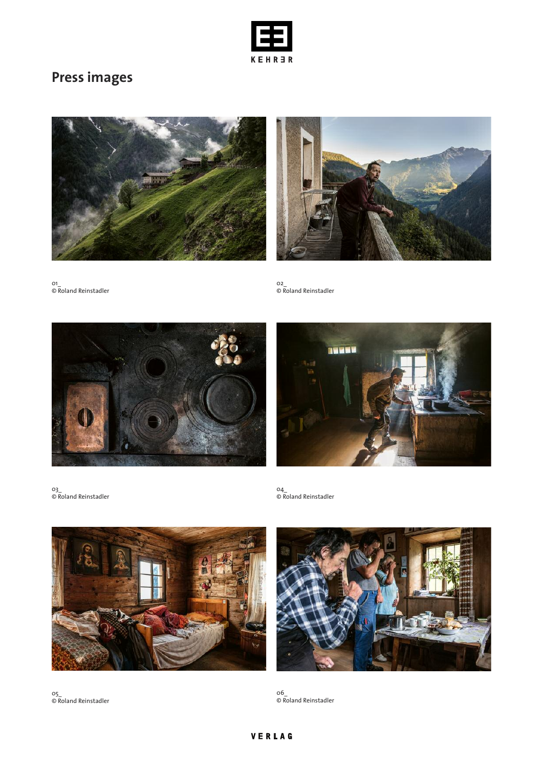# Press images

01_
© Roland Reinstadler

02_
© Roland Reinstadler

03_
© Roland Reinstadler

04_
© Roland Reinstadler

05_
© Roland Reinstadler

06_
© Roland Reinstadler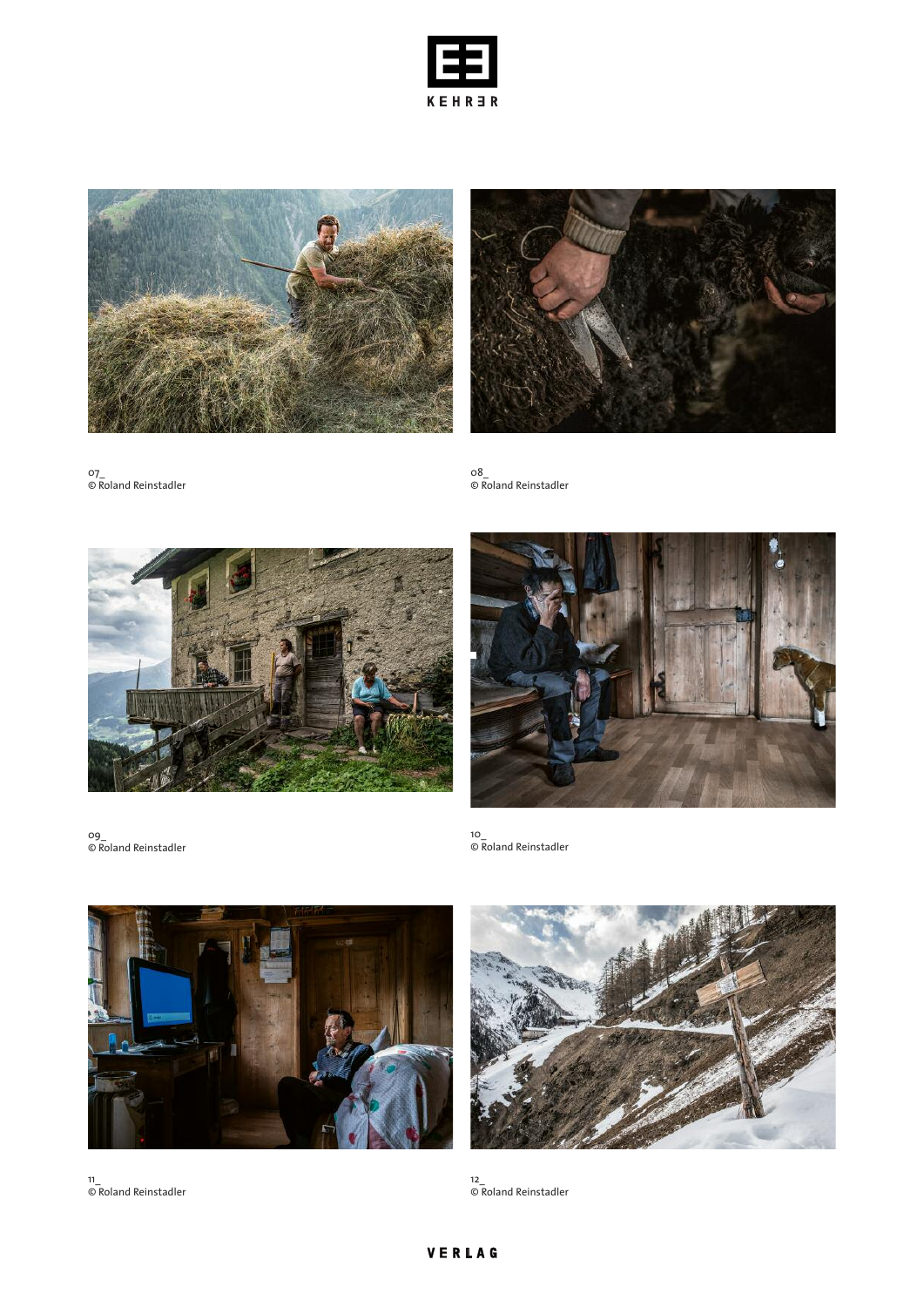KEHRER

07_
© Roland Reinstadler

08_
© Roland Reinstadler

09_
© Roland Reinstadler

10_
© Roland Reinstadler

11_
© Roland Reinstadler

12_
© Roland Reinstadler

VERLAG